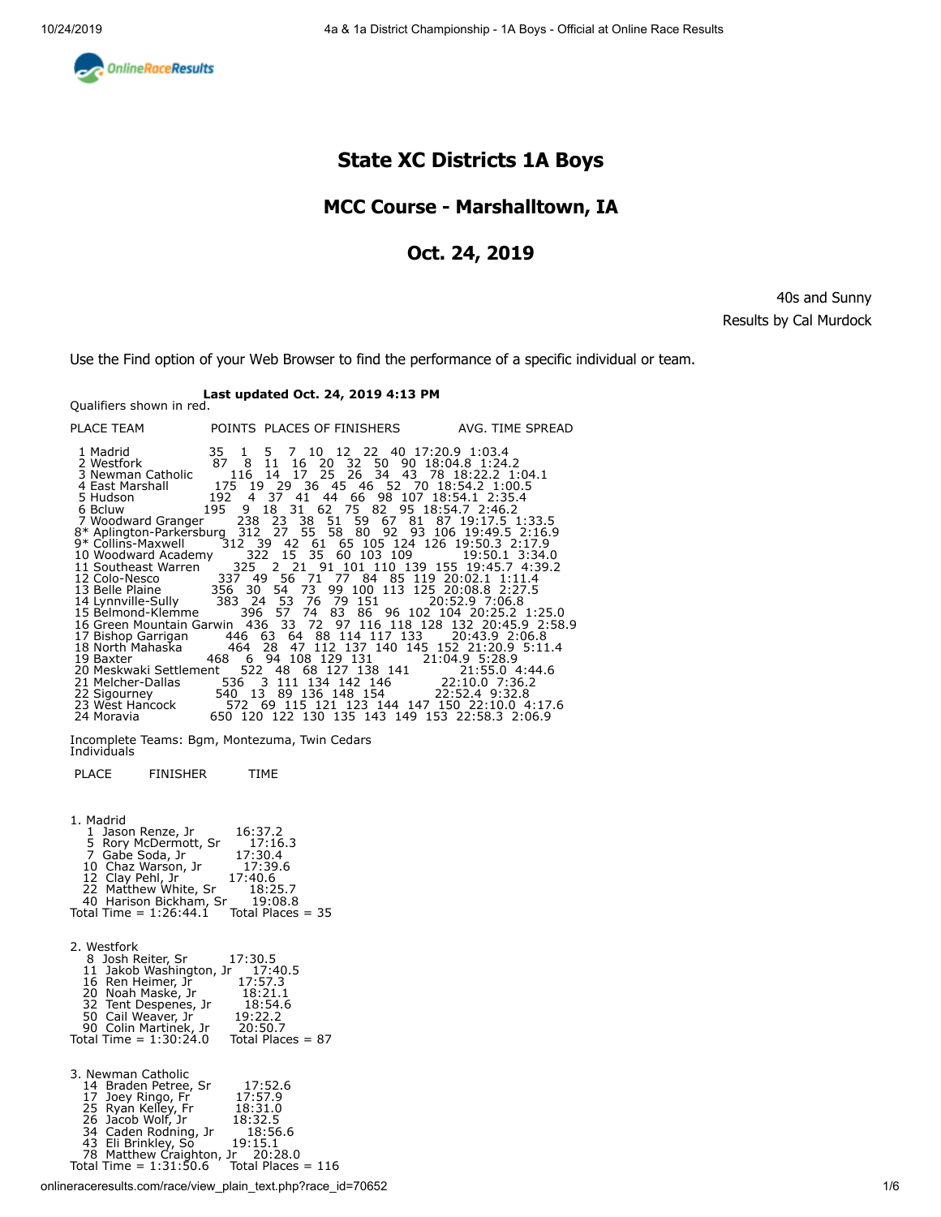# State XC Districts 1A Boys

## MCC Course - Marshalltown, IA

## Oct. 24, 2019

40s and Sunny
Results by Cal Murdock

Use the Find option of your Web Browser to find the performance of a specific individual or team.

**Last updated Oct. 24, 2019 4:13 PM**

Qualifiers shown in red.

| PLACE | TEAM | POINTS | PLACES OF FINISHERS | AVG. TIME | SPREAD |
|---|---|---|---|---|---|
| 1 | Madrid | 35 | 1 5 7 10 12 22 40 | 17:20.9 | 1:03.4 |
| 2 | Westfork | 87 | 8 11 16 20 32 50 90 | 18:04.8 | 1:24.2 |
| 3 | Newman Catholic | 116 | 14 17 25 26 34 43 78 | 18:22.2 | 1:04.1 |
| 4 | East Marshall | 175 | 19 29 36 45 46 52 70 | 18:54.2 | 1:00.5 |
| 5 | Hudson | 192 | 4 37 41 44 66 98 107 | 18:54.1 | 2:35.4 |
| 6 | Bcluw | 195 | 9 18 31 62 75 82 95 | 18:54.7 | 2:46.2 |
| 7 | Woodward Granger | 238 | 23 38 51 59 67 81 87 | 19:17.5 | 1:33.5 |
| 8* | Aplington-Parkersburg | 312 | 27 55 58 80 92 93 106 | 19:49.5 | 2:16.9 |
| 9* | Collins-Maxwell | 312 | 39 42 61 65 105 124 126 | 19:50.3 | 2:17.9 |
| 10 | Woodward Academy | 322 | 15 35 60 103 109 | 19:50.1 | 3:34.0 |
| 11 | Southeast Warren | 325 | 2 21 91 101 110 139 155 | 19:45.7 | 4:39.2 |
| 12 | Colo-Nesco | 337 | 49 56 71 77 84 85 119 | 20:02.1 | 1:11.4 |
| 13 | Belle Plaine | 356 | 30 54 73 99 100 113 125 | 20:08.8 | 2:27.5 |
| 14 | Lynnville-Sully | 383 | 24 53 76 79 151 | 20:52.9 | 7:06.8 |
| 15 | Belmond-Klemme | 396 | 57 74 83 86 96 102 104 | 20:25.2 | 1:25.0 |
| 16 | Green Mountain Garwin | 436 | 33 72 97 116 118 128 132 | 20:45.9 | 2:58.9 |
| 17 | Bishop Garrigan | 446 | 63 64 88 114 117 133 | 20:43.9 | 2:06.8 |
| 18 | North Mahaska | 464 | 28 47 112 137 140 145 152 | 21:20.9 | 5:11.4 |
| 19 | Baxter | 468 | 6 94 108 129 131 | 21:04.9 | 5:28.9 |
| 20 | Meskwaki Settlement | 522 | 48 68 127 138 141 | 21:55.0 | 4:44.6 |
| 21 | Melcher-Dallas | 536 | 3 111 134 142 146 | 22:10.0 | 7:36.2 |
| 22 | Sigourney | 540 | 13 89 136 148 154 | 22:52.4 | 9:32.8 |
| 23 | West Hancock | 572 | 69 115 121 123 144 147 150 | 22:10.0 | 4:17.6 |
| 24 | Moravia | 650 | 120 122 130 135 143 149 153 | 22:58.3 | 2:06.9 |

Incomplete Teams: Bgm, Montezuma, Twin Cedars

Individuals

| PLACE | FINISHER | TIME |
|---|---|---|

1\. Madrid

| PLACE | FINISHER | TIME |
|---|---|---|
| 1 | Jason Renze, Jr | 16:37.2 |
| 5 | Rory McDermott, Sr | 17:16.3 |
| 7 | Gabe Soda, Jr | 17:30.4 |
| 10 | Chaz Warson, Jr | 17:39.6 |
| 12 | Clay Pehl, Jr | 17:40.6 |
| 22 | Matthew White, Sr | 18:25.7 |
| 40 | Harison Bickham, Sr | 19:08.8 |

Total Time = 1:26:44.1 Total Places = 35

2\. Westfork

| PLACE | FINISHER | TIME |
|---|---|---|
| 8 | Josh Reiter, Sr | 17:30.5 |
| 11 | Jakob Washington, Jr | 17:40.5 |
| 16 | Ren Heimer, Jr | 17:57.3 |
| 20 | Noah Maske, Jr | 18:21.1 |
| 32 | Tent Despenes, Jr | 18:54.6 |
| 50 | Cail Weaver, Jr | 19:22.2 |
| 90 | Colin Martinek, Jr | 20:50.7 |

Total Time = 1:30:24.0 Total Places = 87

3\. Newman Catholic

| PLACE | FINISHER | TIME |
|---|---|---|
| 14 | Braden Petree, Sr | 17:52.6 |
| 17 | Joey Ringo, Fr | 17:57.9 |
| 25 | Ryan Kelley, Fr | 18:31.0 |
| 26 | Jacob Wolf, Jr | 18:32.5 |
| 34 | Caden Rodning, Jr | 18:56.6 |
| 43 | Eli Brinkley, So | 19:15.1 |
| 78 | Matthew Craighton, Jr | 20:28.0 |

Total Time = 1:31:50.6 Total Places = 116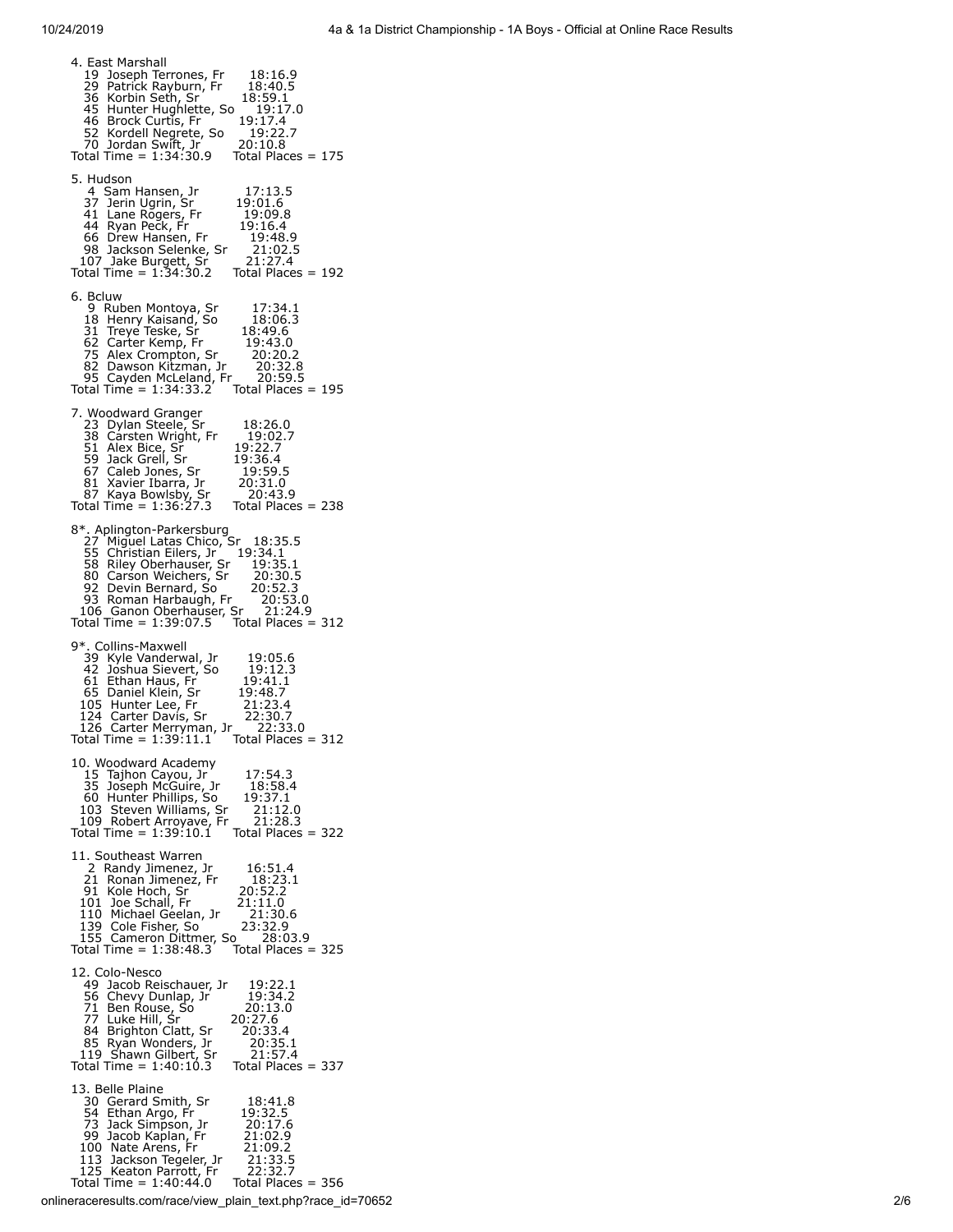```
4. East Marshall
   19  Joseph Terrones, Fr      18:16.9
   29  Patrick Rayburn, Fr      18:40.5
   36  Korbin Seth, Sr          18:59.1
   45  Hunter Hughlette, So     19:17.0
   46  Brock Curtis, Fr         19:17.4
   52  Kordell Negrete, So      19:22.7
   70  Jordan Swift, Jr         20:10.8
Total Time = 1:34:30.9    Total Places = 175

5. Hudson
    4  Sam Hansen, Jr           17:13.5
   37  Jerin Ugrin, Sr          19:01.6
   41  Lane Rogers, Fr          19:09.8
   44  Ryan Peck, Fr            19:16.4
   66  Drew Hansen, Fr          19:48.9
   98  Jackson Selenke, Sr      21:02.5
  107  Jake Burgett, Sr         21:27.4
Total Time = 1:34:30.2    Total Places = 192

6. Bcluw
    9  Ruben Montoya, Sr        17:34.1
   18  Henry Kaisand, So        18:06.3
   31  Treye Teske, Sr          18:49.6
   62  Carter Kemp, Fr          19:43.0
   75  Alex Crompton, Sr        20:20.2
   82  Dawson Kitzman, Jr       20:32.8
   95  Cayden McLeland, Fr      20:59.5
Total Time = 1:34:33.2    Total Places = 195

7. Woodward Granger
   23  Dylan Steele, Sr         18:26.0
   38  Carsten Wright, Fr       19:02.7
   51  Alex Bice, Sr            19:22.7
   59  Jack Grell, Sr           19:36.4
   67  Caleb Jones, Sr          19:59.5
   81  Xavier Ibarra, Jr        20:31.0
   87  Kaya Bowlsby, Sr         20:43.9
Total Time = 1:36:27.3    Total Places = 238

8*. Aplington-Parkersburg
   27  Miguel Latas Chico, Sr   18:35.5
   55  Christian Eilers, Jr     19:34.1
   58  Riley Oberhauser, Sr     19:35.1
   80  Carson Weichers, Sr      20:30.5
   92  Devin Bernard, So        20:52.3
   93  Roman Harbaugh, Fr       20:53.0
  106  Ganon Oberhauser, Sr     21:24.9
Total Time = 1:39:07.5    Total Places = 312

9*. Collins-Maxwell
   39  Kyle Vanderwal, Jr       19:05.6
   42  Joshua Sievert, So       19:12.3
   61  Ethan Haus, Fr           19:41.1
   65  Daniel Klein, Sr         19:48.7
  105  Hunter Lee, Fr           21:23.4
  124  Carter Davis, Sr         22:30.7
  126  Carter Merryman, Jr      22:33.0
Total Time = 1:39:11.1    Total Places = 312

10. Woodward Academy
   15  Tajhon Cayou, Jr         17:54.3
   35  Joseph McGuire, Jr       18:58.4
   60  Hunter Phillips, So      19:37.1
  103  Steven Williams, Sr      21:12.0
  109  Robert Arroyave, Fr      21:28.3
Total Time = 1:39:10.1    Total Places = 322

11. Southeast Warren
    2  Randy Jimenez, Jr        16:51.4
   21  Ronan Jimenez, Fr        18:23.1
   91  Kole Hoch, Sr            20:52.2
  101  Joe Schall, Fr           21:11.0
  110  Michael Geelan, Jr       21:30.6
  139  Cole Fisher, So          23:32.9
  155  Cameron Dittmer, So      28:03.9
Total Time = 1:38:48.3    Total Places = 325

12. Colo-Nesco
   49  Jacob Reischauer, Jr     19:22.1
   56  Chevy Dunlap, Jr         19:34.2
   71  Ben Rouse, So            20:13.0
   77  Luke Hill, Sr            20:27.6
   84  Brighton Clatt, Sr       20:33.4
   85  Ryan Wonders, Jr         20:35.1
  119  Shawn Gilbert, Sr        21:57.4
Total Time = 1:40:10.3    Total Places = 337

13. Belle Plaine
   30  Gerard Smith, Sr         18:41.8
   54  Ethan Argo, Fr           19:32.5
   73  Jack Simpson, Jr         20:17.6
   99  Jacob Kaplan, Fr         21:02.9
  100  Nate Arens, Fr           21:09.2
  113  Jackson Tegeler, Jr      21:33.5
  125  Keaton Parrott, Fr       22:32.7
Total Time = 1:40:44.0    Total Places = 356
```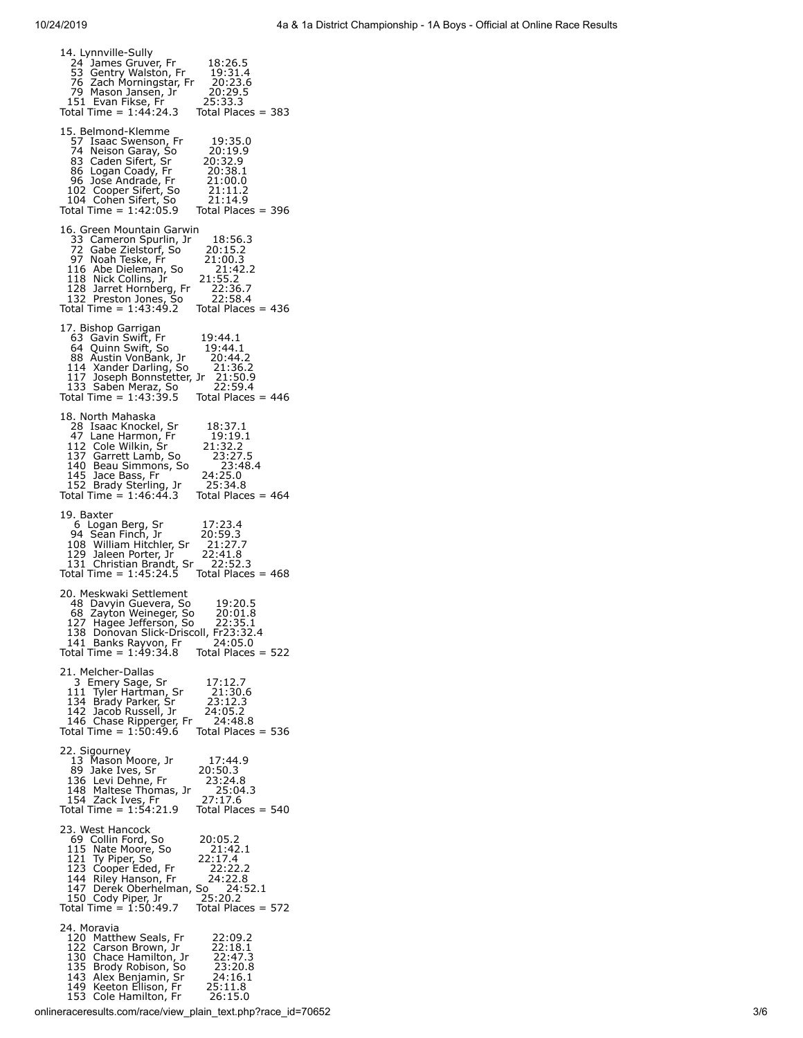14. Lynnville-Sully
- 24 James Gruver, Fr 18:26.5
- 53 Gentry Walston, Fr 19:31.4
- 76 Zach Morningstar, Fr 20:23.6
- 79 Mason Jansen, Jr 20:29.5
- 151 Evan Fikse, Fr 25:33.3

Total Time = 1:44:24.3 Total Places = 383

15. Belmond-Klemme
- 57 Isaac Swenson, Fr 19:35.0
- 74 Neison Garay, So 20:19.9
- 83 Caden Sifert, Sr 20:32.9
- 86 Logan Coady, Fr 20:38.1
- 96 Jose Andrade, Fr 21:00.0
- 102 Cooper Sifert, So 21:11.2
- 104 Cohen Sifert, So 21:14.9

Total Time = 1:42:05.9 Total Places = 396

16. Green Mountain Garwin
- 33 Cameron Spurlin, Jr 18:56.3
- 72 Gabe Zielstorf, So 20:15.2
- 97 Noah Teske, Fr 21:00.3
- 116 Abe Dieleman, So 21:42.2
- 118 Nick Collins, Jr 21:55.2
- 128 Jarret Hornberg, Fr 22:36.7
- 132 Preston Jones, So 22:58.4

Total Time = 1:43:49.2 Total Places = 436

17. Bishop Garrigan
- 63 Gavin Swift, Fr 19:44.1
- 64 Quinn Swift, So 19:44.1
- 88 Austin VonBank, Jr 20:44.2
- 114 Xander Darling, So 21:36.2
- 117 Joseph Bonnstetter, Jr 21:50.9
- 133 Saben Meraz, So 22:59.4

Total Time = 1:43:39.5 Total Places = 446

18. North Mahaska
- 28 Isaac Knockel, Sr 18:37.1
- 47 Lane Harmon, Fr 19:19.1
- 112 Cole Wilkin, Sr 21:32.2
- 137 Garrett Lamb, So 23:27.5
- 140 Beau Simmons, So 23:48.4
- 145 Jace Bass, Fr 24:25.0
- 152 Brady Sterling, Jr 25:34.8

Total Time = 1:46:44.3 Total Places = 464

19. Baxter
- 6 Logan Berg, Sr 17:23.4
- 94 Sean Finch, Jr 20:59.3
- 108 William Hitchler, Sr 21:27.7
- 129 Jaleen Porter, Jr 22:41.8
- 131 Christian Brandt, Sr 22:52.3

Total Time = 1:45:24.5 Total Places = 468

20. Meskwaki Settlement
- 48 Davyin Guevera, So 19:20.5
- 68 Zayton Weineger, So 20:01.8
- 127 Hagee Jefferson, So 22:35.1
- 138 Donovan Slick-Driscoll, Fr23:32.4
- 141 Banks Rayvon, Fr 24:05.0

Total Time = 1:49:34.8 Total Places = 522

21. Melcher-Dallas
- 3 Emery Sage, Sr 17:12.7
- 111 Tyler Hartman, Sr 21:30.6
- 134 Brady Parker, Sr 23:12.3
- 142 Jacob Russell, Jr 24:05.2
- 146 Chase Ripperger, Fr 24:48.8

Total Time = 1:50:49.6 Total Places = 536

22. Sigourney
- 13 Mason Moore, Jr 17:44.9
- 89 Jake Ives, Sr 20:50.3
- 136 Levi Dehne, Fr 23:24.8
- 148 Maltese Thomas, Jr 25:04.3
- 154 Zack Ives, Fr 27:17.6

Total Time = 1:54:21.9 Total Places = 540

23. West Hancock
- 69 Collin Ford, So 20:05.2
- 115 Nate Moore, So 21:42.1
- 121 Ty Piper, So 22:17.4
- 123 Cooper Eded, Fr 22:22.2
- 144 Riley Hanson, Fr 24:22.8
- 147 Derek Oberhelman, So 24:52.1
- 150 Cody Piper, Jr 25:20.2

Total Time = 1:50:49.7 Total Places = 572

24. Moravia
- 120 Matthew Seals, Fr 22:09.2
- 122 Carson Brown, Jr 22:18.1
- 130 Chace Hamilton, Jr 22:47.3
- 135 Brody Robison, So 23:20.8
- 143 Alex Benjamin, Sr 24:16.1
- 149 Keeton Ellison, Fr 25:11.8
- 153 Cole Hamilton, Fr 26:15.0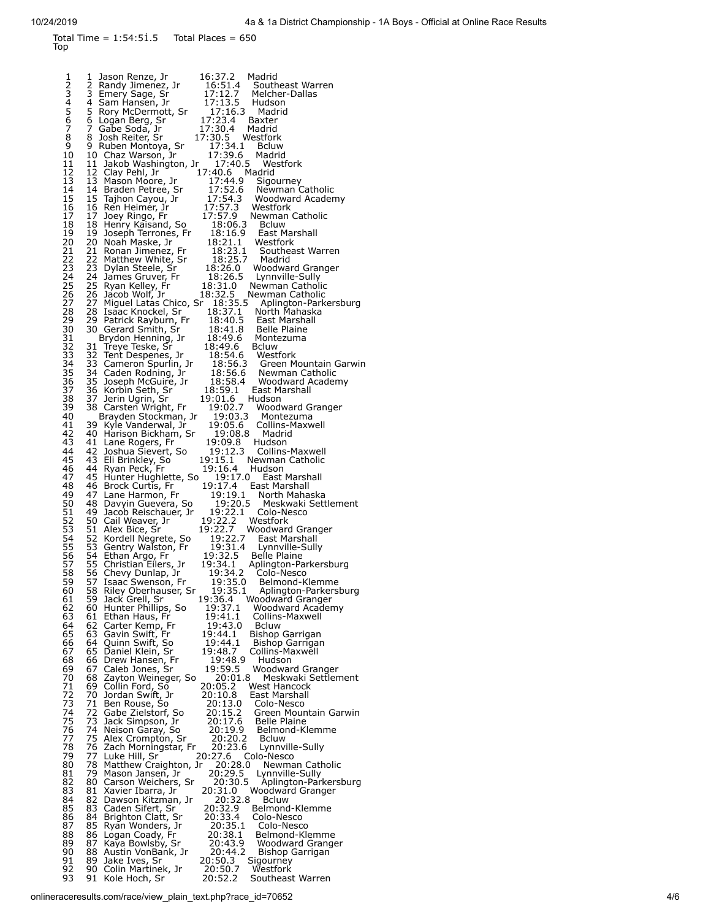Total Time = 1:54:51.5    Total Places = 650
Top

| Place | Team Place | Name | Time | School |
|---|---|---|---|---|
| 1 | 1 | Jason Renze, Jr | 16:37.2 | Madrid |
| 2 | 2 | Randy Jimenez, Jr | 16:51.4 | Southeast Warren |
| 3 | 3 | Emery Sage, Sr | 17:12.7 | Melcher-Dallas |
| 4 | 4 | Sam Hansen, Jr | 17:13.5 | Hudson |
| 5 | 5 | Rory McDermott, Sr | 17:16.3 | Madrid |
| 6 | 6 | Logan Berg, Sr | 17:23.4 | Baxter |
| 7 | 7 | Gabe Soda, Jr | 17:30.4 | Madrid |
| 8 | 8 | Josh Reiter, Sr | 17:30.5 | Westfork |
| 9 | 9 | Ruben Montoya, Sr | 17:34.1 | Bcluw |
| 10 | 10 | Chaz Warson, Jr | 17:39.6 | Madrid |
| 11 | 11 | Jakob Washington, Jr | 17:40.5 | Westfork |
| 12 | 12 | Clay Pehl, Jr | 17:40.6 | Madrid |
| 13 | 13 | Mason Moore, Jr | 17:44.9 | Sigourney |
| 14 | 14 | Braden Petree, Sr | 17:52.6 | Newman Catholic |
| 15 | 15 | Tajhon Cayou, Jr | 17:54.3 | Woodward Academy |
| 16 | 16 | Ren Heimer, Jr | 17:57.3 | Westfork |
| 17 | 17 | Joey Ringo, Fr | 17:57.9 | Newman Catholic |
| 18 | 18 | Henry Kaisand, So | 18:06.3 | Bcluw |
| 19 | 19 | Joseph Terrones, Fr | 18:16.9 | East Marshall |
| 20 | 20 | Noah Maske, Jr | 18:21.1 | Westfork |
| 21 | 21 | Ronan Jimenez, Fr | 18:23.1 | Southeast Warren |
| 22 | 22 | Matthew White, Sr | 18:25.7 | Madrid |
| 23 | 23 | Dylan Steele, Sr | 18:26.0 | Woodward Granger |
| 24 | 24 | James Gruver, Fr | 18:26.5 | Lynnville-Sully |
| 25 | 25 | Ryan Kelley, Fr | 18:31.0 | Newman Catholic |
| 26 | 26 | Jacob Wolf, Jr | 18:32.5 | Newman Catholic |
| 27 | 27 | Miguel Latas Chico, Sr | 18:35.5 | Aplington-Parkersburg |
| 28 | 28 | Isaac Knockel, Sr | 18:37.1 | North Mahaska |
| 29 | 29 | Patrick Rayburn, Fr | 18:40.5 | East Marshall |
| 30 | 30 | Gerard Smith, Sr | 18:41.8 | Belle Plaine |
| 31 | | Brydon Henning, Jr | 18:49.6 | Montezuma |
| 32 | 31 | Treye Teske, Sr | 18:49.6 | Bcluw |
| 33 | 32 | Tent Despenes, Jr | 18:54.6 | Westfork |
| 34 | 33 | Cameron Spurlin, Jr | 18:56.3 | Green Mountain Garwin |
| 35 | 34 | Caden Rodning, Jr | 18:56.6 | Newman Catholic |
| 36 | 35 | Joseph McGuire, Jr | 18:58.4 | Woodward Academy |
| 37 | 36 | Korbin Seth, Sr | 18:59.1 | East Marshall |
| 38 | 37 | Jerin Ugrin, Sr | 19:01.6 | Hudson |
| 39 | 38 | Carsten Wright, Fr | 19:02.7 | Woodward Granger |
| 40 | | Brayden Stockman, Jr | 19:03.3 | Montezuma |
| 41 | 39 | Kyle Vanderwal, Jr | 19:05.6 | Collins-Maxwell |
| 42 | 40 | Harison Bickham, Sr | 19:08.8 | Madrid |
| 43 | 41 | Lane Rogers, Fr | 19:09.8 | Hudson |
| 44 | 42 | Joshua Sievert, So | 19:12.3 | Collins-Maxwell |
| 45 | 43 | Eli Brinkley, So | 19:15.1 | Newman Catholic |
| 46 | 44 | Ryan Peck, Fr | 19:16.4 | Hudson |
| 47 | 45 | Hunter Hughlette, So | 19:17.0 | East Marshall |
| 48 | 46 | Brock Curtis, Fr | 19:17.4 | East Marshall |
| 49 | 47 | Lane Harmon, Fr | 19:19.1 | North Mahaska |
| 50 | 48 | Davyin Guevera, So | 19:20.5 | Meskwaki Settlement |
| 51 | 49 | Jacob Reischauer, Jr | 19:22.1 | Colo-Nesco |
| 52 | 50 | Cail Weaver, Jr | 19:22.2 | Westfork |
| 53 | 51 | Alex Bice, Sr | 19:22.7 | Woodward Granger |
| 54 | 52 | Kordell Negrete, So | 19:22.7 | East Marshall |
| 55 | 53 | Gentry Walston, Fr | 19:31.4 | Lynnville-Sully |
| 56 | 54 | Ethan Argo, Fr | 19:32.5 | Belle Plaine |
| 57 | 55 | Christian Eilers, Jr | 19:34.1 | Aplington-Parkersburg |
| 58 | 56 | Chevy Dunlap, Jr | 19:34.2 | Colo-Nesco |
| 59 | 57 | Isaac Swenson, Fr | 19:35.0 | Belmond-Klemme |
| 60 | 58 | Riley Oberhauser, Sr | 19:35.1 | Aplington-Parkersburg |
| 61 | 59 | Jack Grell, Sr | 19:36.4 | Woodward Granger |
| 62 | 60 | Hunter Phillips, So | 19:37.1 | Woodward Academy |
| 63 | 61 | Ethan Haus, Fr | 19:41.1 | Collins-Maxwell |
| 64 | 62 | Carter Kemp, Fr | 19:43.0 | Bcluw |
| 65 | 63 | Gavin Swift, Fr | 19:44.1 | Bishop Garrigan |
| 66 | 64 | Quinn Swift, So | 19:44.1 | Bishop Garrigan |
| 67 | 65 | Daniel Klein, Sr | 19:48.7 | Collins-Maxwell |
| 68 | 66 | Drew Hansen, Fr | 19:48.9 | Hudson |
| 69 | 67 | Caleb Jones, Sr | 19:59.5 | Woodward Granger |
| 70 | 68 | Zayton Weineger, So | 20:01.8 | Meskwaki Settlement |
| 71 | 69 | Collin Ford, So | 20:05.2 | West Hancock |
| 72 | 70 | Jordan Swift, Jr | 20:10.8 | East Marshall |
| 73 | 71 | Ben Rouse, So | 20:13.0 | Colo-Nesco |
| 74 | 72 | Gabe Zielstorf, So | 20:15.2 | Green Mountain Garwin |
| 75 | 73 | Jack Simpson, Jr | 20:17.6 | Belle Plaine |
| 76 | 74 | Neison Garay, So | 20:19.9 | Belmond-Klemme |
| 77 | 75 | Alex Crompton, Sr | 20:20.2 | Bcluw |
| 78 | 76 | Zach Morningstar, Fr | 20:23.6 | Lynnville-Sully |
| 79 | 77 | Luke Hill, Sr | 20:27.6 | Colo-Nesco |
| 80 | 78 | Matthew Craighton, Jr | 20:28.0 | Newman Catholic |
| 81 | 79 | Mason Jansen, Jr | 20:29.5 | Lynnville-Sully |
| 82 | 80 | Carson Weichers, Sr | 20:30.5 | Aplington-Parkersburg |
| 83 | 81 | Xavier Ibarra, Jr | 20:31.0 | Woodward Granger |
| 84 | 82 | Dawson Kitzman, Jr | 20:32.8 | Bcluw |
| 85 | 83 | Caden Sifert, Sr | 20:32.9 | Belmond-Klemme |
| 86 | 84 | Brighton Clatt, Sr | 20:33.4 | Colo-Nesco |
| 87 | 85 | Ryan Wonders, Jr | 20:35.1 | Colo-Nesco |
| 88 | 86 | Logan Coady, Fr | 20:38.1 | Belmond-Klemme |
| 89 | 87 | Kaya Bowlsby, Sr | 20:43.9 | Woodward Granger |
| 90 | 88 | Austin VonBank, Jr | 20:44.2 | Bishop Garrigan |
| 91 | 89 | Jake Ives, Sr | 20:50.3 | Sigourney |
| 92 | 90 | Colin Martinek, Jr | 20:50.7 | Westfork |
| 93 | 91 | Kole Hoch, Sr | 20:52.2 | Southeast Warren |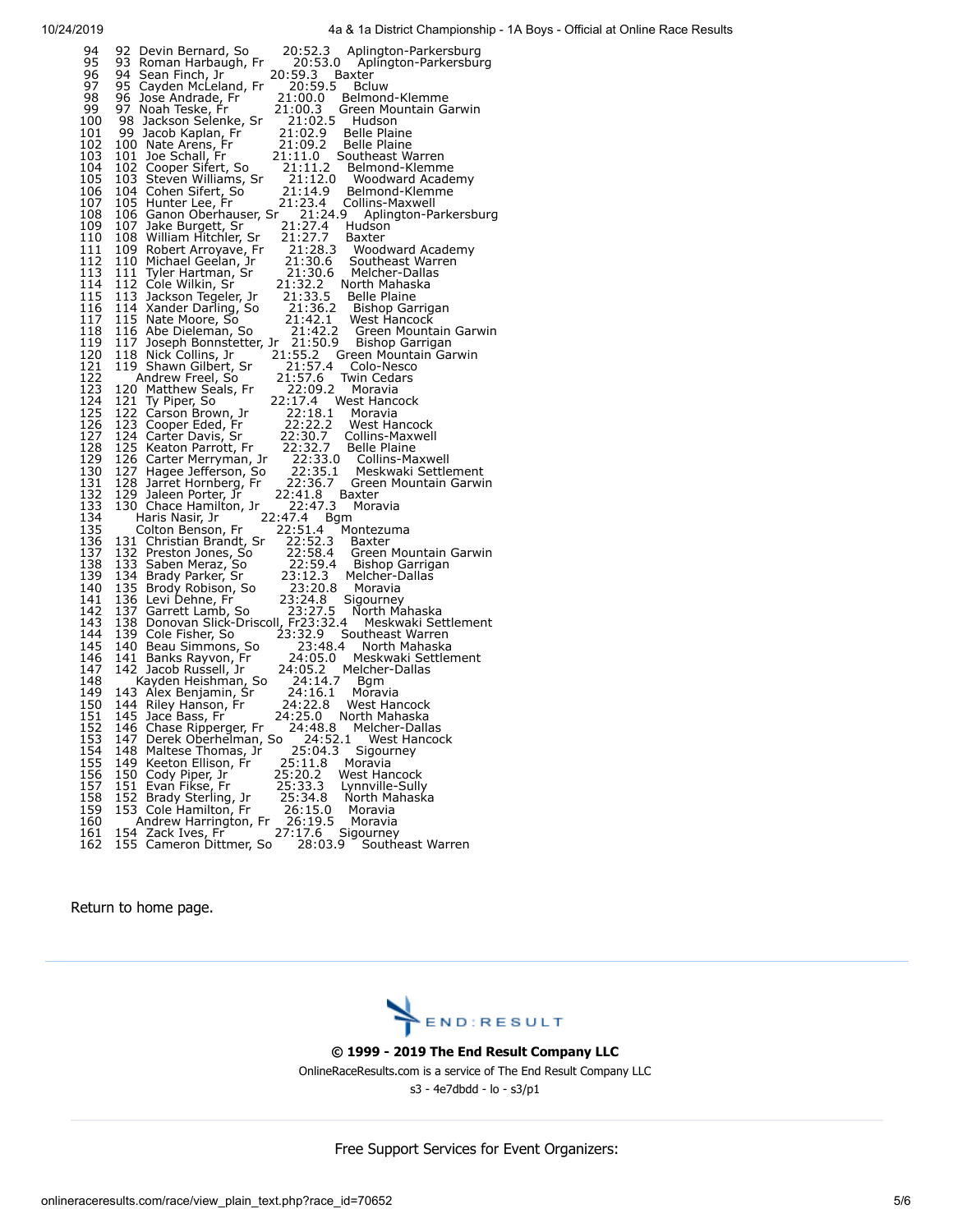```
 94   92  Devin Bernard, So        20:52.3    Aplington-Parkersburg
 95   93  Roman Harbaugh, Fr        20:53.0    Aplington-Parkersburg
 96   94  Sean Finch, Jr          20:59.3    Baxter
 97   95  Cayden McLeland, Fr       20:59.5    Bcluw
 98   96  Jose Andrade, Fr         21:00.0    Belmond-Klemme
 99   97  Noah Teske, Fr          21:00.3    Green Mountain Garwin
100   98  Jackson Selenke, Sr       21:02.5    Hudson
101   99  Jacob Kaplan, Fr         21:02.9    Belle Plaine
102  100  Nate Arens, Fr          21:09.2    Belle Plaine
103  101  Joe Schall, Fr          21:11.0    Southeast Warren
104  102  Cooper Sifert, So        21:11.2    Belmond-Klemme
105  103  Steven Williams, Sr       21:12.0    Woodward Academy
106  104  Cohen Sifert, So         21:14.9    Belmond-Klemme
107  105  Hunter Lee, Fr          21:23.4    Collins-Maxwell
108  106  Ganon Oberhauser, Sr      21:24.9    Aplington-Parkersburg
109  107  Jake Burgett, Sr         21:27.4    Hudson
110  108  William Hitchler, Sr      21:27.7    Baxter
111  109  Robert Arroyave, Fr       21:28.3    Woodward Academy
112  110  Michael Geelan, Jr        21:30.6    Southeast Warren
113  111  Tyler Hartman, Sr        21:30.6    Melcher-Dallas
114  112  Cole Wilkin, Sr         21:32.2    North Mahaska
115  113  Jackson Tegeler, Jr       21:33.5    Belle Plaine
116  114  Xander Darling, So        21:36.2    Bishop Garrigan
117  115  Nate Moore, So          21:42.1    West Hancock
118  116  Abe Dieleman, So         21:42.2    Green Mountain Garwin
119  117  Joseph Bonnstetter, Jr     21:50.9    Bishop Garrigan
120  118  Nick Collins, Jr         21:55.2    Green Mountain Garwin
121  119  Shawn Gilbert, Sr        21:57.4    Colo-Nesco
122       Andrew Freel, So         21:57.6    Twin Cedars
123  120  Matthew Seals, Fr        22:09.2    Moravia
124  121  Ty Piper, So           22:17.4    West Hancock
125  122  Carson Brown, Jr         22:18.1    Moravia
126  123  Cooper Eded, Fr         22:22.2    West Hancock
127  124  Carter Davis, Sr         22:30.7    Collins-Maxwell
128  125  Keaton Parrott, Fr        22:32.7    Belle Plaine
129  126  Carter Merryman, Jr       22:33.0    Collins-Maxwell
130  127  Hagee Jefferson, So       22:35.1    Meskwaki Settlement
131  128  Jarret Hornberg, Fr       22:36.7    Green Mountain Garwin
132  129  Jaleen Porter, Jr        22:41.8    Baxter
133  130  Chace Hamilton, Jr        22:47.3    Moravia
134       Haris Nasir, Jr         22:47.4    Bgm
135       Colton Benson, Fr        22:51.4    Montezuma
136  131  Christian Brandt, Sr      22:52.3    Baxter
137  132  Preston Jones, So        22:58.4    Green Mountain Garwin
138  133  Saben Meraz, So         22:59.4    Bishop Garrigan
139  134  Brady Parker, Sr         23:12.3    Melcher-Dallas
140  135  Brody Robison, So        23:20.8    Moravia
141  136  Levi Dehne, Fr          23:24.8    Sigourney
142  137  Garrett Lamb, So         23:27.5    North Mahaska
143  138  Donovan Slick-Driscoll, Fr23:32.4    Meskwaki Settlement
144  139  Cole Fisher, So         23:32.9    Southeast Warren
145  140  Beau Simmons, So         23:48.4    North Mahaska
146  141  Banks Rayvon, Fr         24:05.0    Meskwaki Settlement
147  142  Jacob Russell, Jr        24:05.2    Melcher-Dallas
148       Kayden Heishman, So       24:14.7    Bgm
149  143  Alex Benjamin, Sr        24:16.1    Moravia
150  144  Riley Hanson, Fr         24:22.8    West Hancock
151  145  Jace Bass, Fr          24:25.0    North Mahaska
152  146  Chase Ripperger, Fr       24:48.8    Melcher-Dallas
153  147  Derek Oberhelman, So      24:52.1    West Hancock
154  148  Maltese Thomas, Jr       25:04.3    Sigourney
155  149  Keeton Ellison, Fr       25:11.8    Moravia
156  150  Cody Piper, Jr          25:20.2    West Hancock
157  151  Evan Fikse, Fr          25:33.3    Lynnville-Sully
158  152  Brady Sterling, Jr        25:34.8    North Mahaska
159  153  Cole Hamilton, Fr        26:15.0    Moravia
160       Andrew Harrington, Fr     26:19.5    Moravia
161  154  Zack Ives, Fr          27:17.6    Sigourney
162  155  Cameron Dittmer, So       28:03.9    Southeast Warren
```

Return to home page.

END:RESULT

**© 1999 - 2019 The End Result Company LLC**

OnlineRaceResults.com is a service of The End Result Company LLC

s3 - 4e7dbdd - lo - s3/p1

Free Support Services for Event Organizers: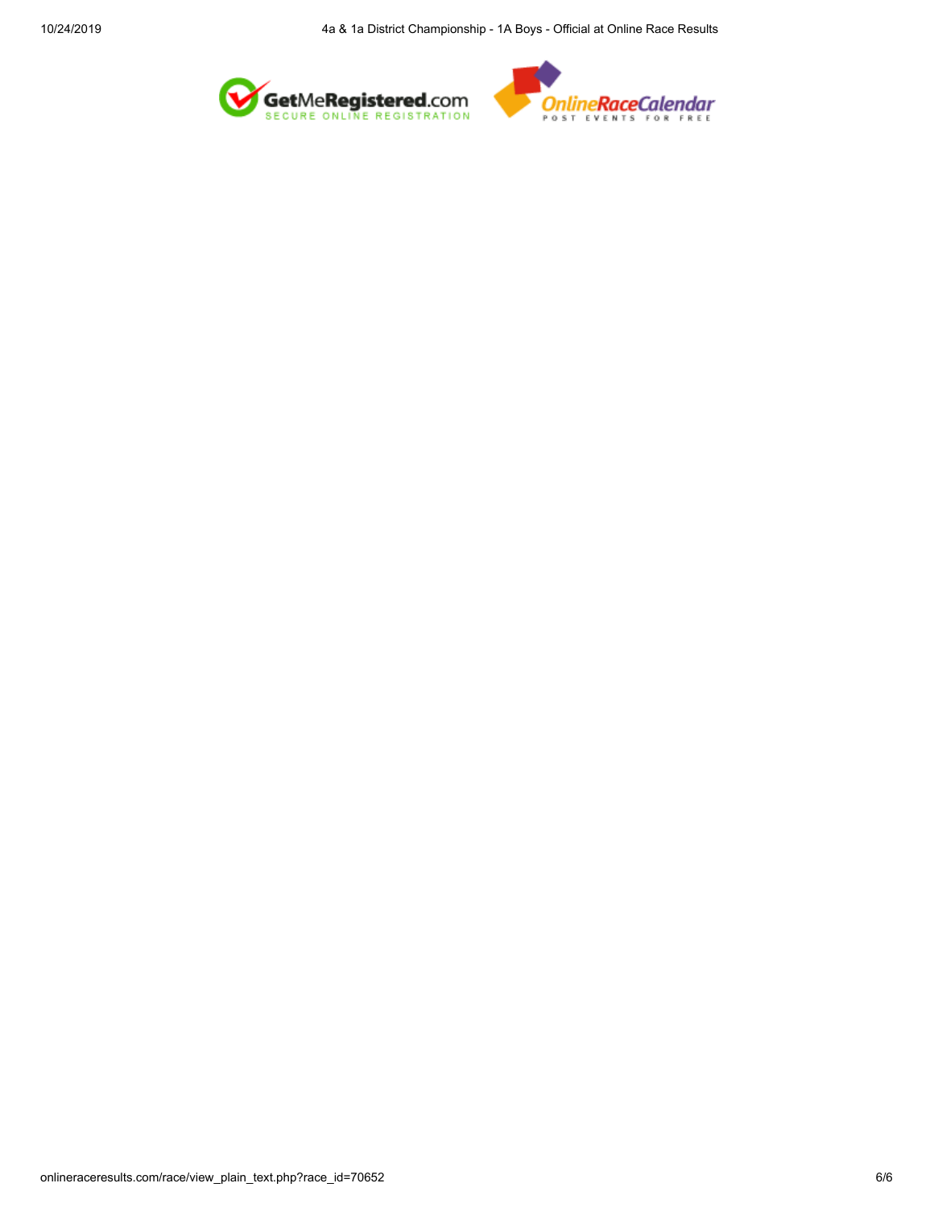GetMeRegistered.com
SECURE ONLINE REGISTRATION

OnlineRaceCalendar
POST EVENTS FOR FREE